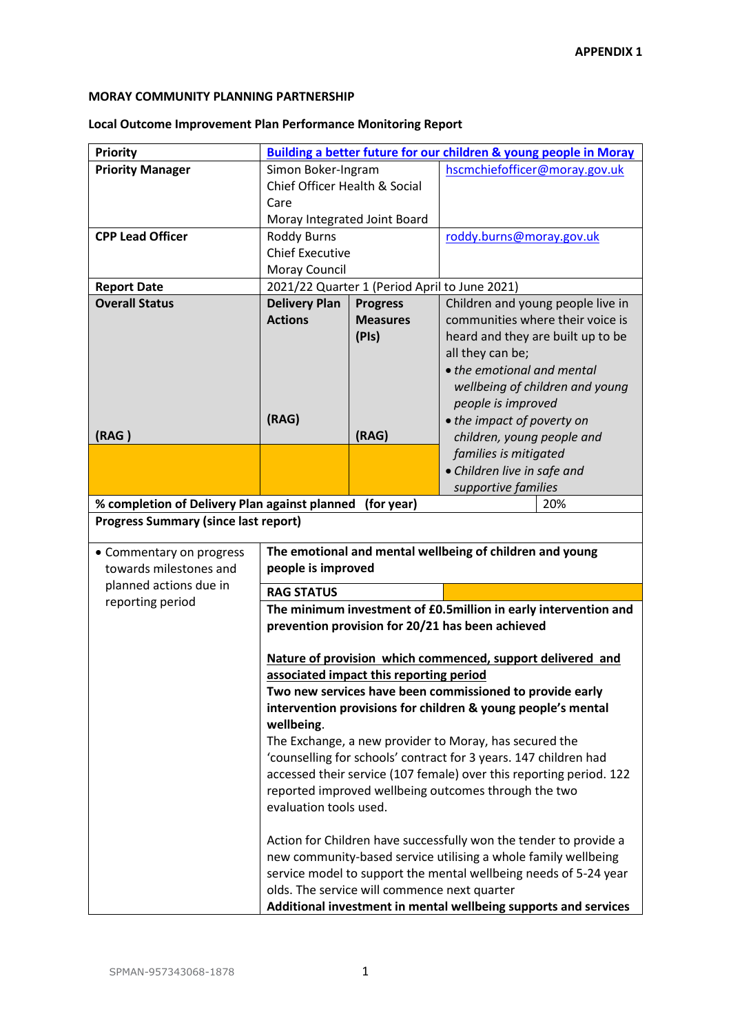**APPENDIX 1**

**MORAY COMMUNITY PLANNING PARTNERSHIP**

**Local Outcome Improvement Plan Performance Monitoring Report**

| **Priority** | [Building a better future for our children & young people in Moray]() | | |
|---|---|---|---|
| **Priority Manager** | Simon Boker-Ingram<br>Chief Officer Health & Social Care<br>Moray Integrated Joint Board | | hscmchiefofficer@moray.gov.uk |
| **CPP Lead Officer** | Roddy Burns<br>Chief Executive<br>Moray Council | | roddy.burns@moray.gov.uk |
| **Report Date** | 2021/22 Quarter 1 (Period April to June 2021) | | |
| **Overall Status**<br><br>**(RAG )** | **Delivery Plan Actions**<br><br>**(RAG)** | **Progress Measures (PIs)**<br><br>**(RAG)** | Children and young people live in communities where their voice is heard and they are built up to be all they can be;<br>• *the emotional and mental wellbeing of children and young people is improved*<br>• *the impact of poverty on children, young people and families is mitigated*<br>• *Children live in safe and supportive families* |
| | | | |
| **% completion of Delivery Plan against planned (for year)** | | | 20% |
| **Progress Summary (since last report)** | | | |

| | |
|---|---|
| • Commentary on progress towards milestones and planned actions due in reporting period | **The emotional and mental wellbeing of children and young people is improved**<br><br>**RAG STATUS**<br><br>**The minimum investment of £0.5million in early intervention and prevention provision for 20/21 has been achieved**<br><br>**Nature of provision which commenced, support delivered and associated impact this reporting period**<br>**Two new services have been commissioned to provide early intervention provisions for children & young people's mental wellbeing**.<br>The Exchange, a new provider to Moray, has secured the 'counselling for schools' contract for 3 years. 147 children had accessed their service (107 female) over this reporting period. 122 reported improved wellbeing outcomes through the two evaluation tools used.<br><br>Action for Children have successfully won the tender to provide a new community-based service utilising a whole family wellbeing service model to support the mental wellbeing needs of 5-24 year olds. The service will commence next quarter<br>**Additional investment in mental wellbeing supports and services** |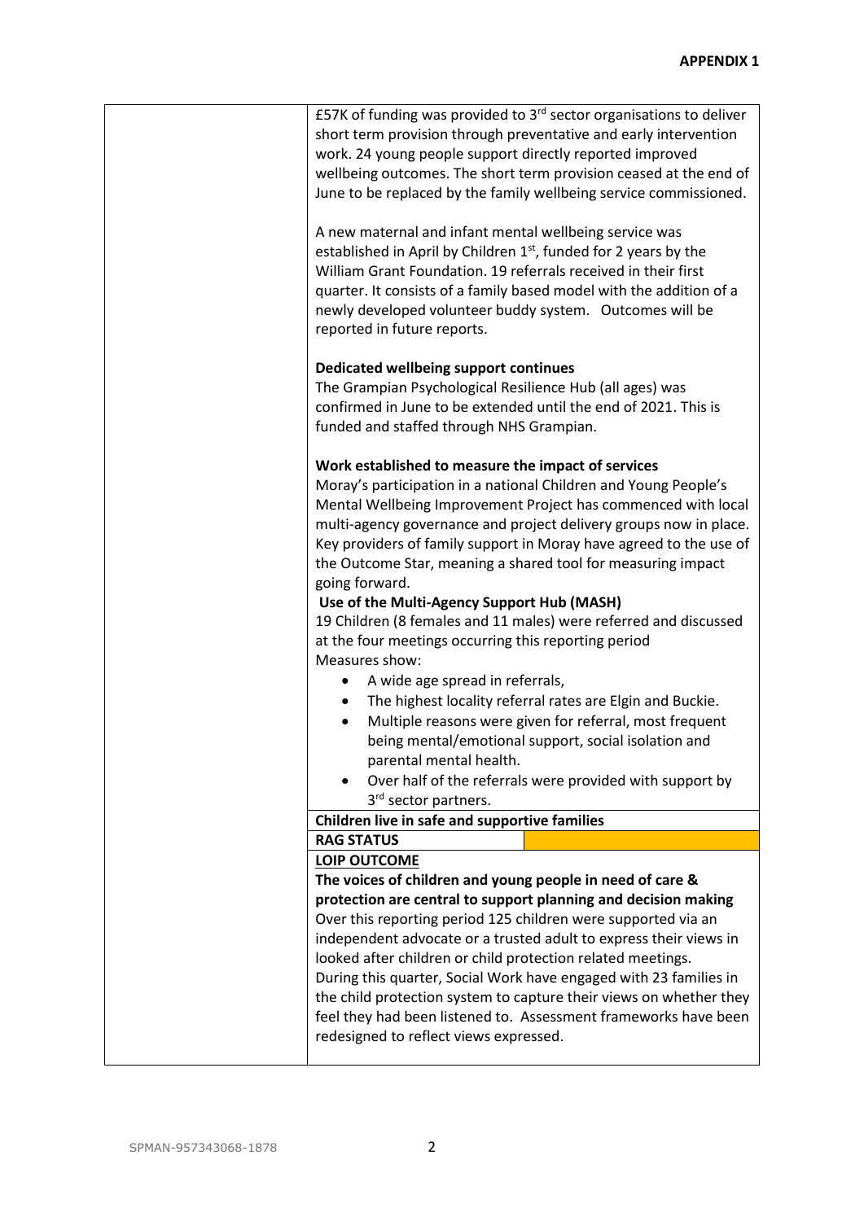**APPENDIX 1**

| | |
|---|---|
| | £57K of funding was provided to 3rd sector organisations to deliver short term provision through preventative and early intervention work. 24 young people support directly reported improved wellbeing outcomes. The short term provision ceased at the end of June to be replaced by the family wellbeing service commissioned.<br><br>A new maternal and infant mental wellbeing service was established in April by Children 1st, funded for 2 years by the William Grant Foundation. 19 referrals received in their first quarter. It consists of a family based model with the addition of a newly developed volunteer buddy system. Outcomes will be reported in future reports.<br><br>**Dedicated wellbeing support continues**<br>The Grampian Psychological Resilience Hub (all ages) was confirmed in June to be extended until the end of 2021. This is funded and staffed through NHS Grampian.<br><br>**Work established to measure the impact of services**<br>Moray's participation in a national Children and Young People's Mental Wellbeing Improvement Project has commenced with local multi-agency governance and project delivery groups now in place. Key providers of family support in Moray have agreed to the use of the Outcome Star, meaning a shared tool for measuring impact going forward.<br>**Use of the Multi-Agency Support Hub (MASH)**<br>19 Children (8 females and 11 males) were referred and discussed at the four meetings occurring this reporting period<br>Measures show:<br>• A wide age spread in referrals,<br>• The highest locality referral rates are Elgin and Buckie.<br>• Multiple reasons were given for referral, most frequent being mental/emotional support, social isolation and parental mental health.<br>• Over half of the referrals were provided with support by 3rd sector partners. |
| | **Children live in safe and supportive families** |
| | **RAG STATUS** |
| | **LOIP OUTCOME**<br>**The voices of children and young people in need of care & protection are central to support planning and decision making**<br>Over this reporting period 125 children were supported via an independent advocate or a trusted adult to express their views in looked after children or child protection related meetings.<br>During this quarter, Social Work have engaged with 23 families in the child protection system to capture their views on whether they feel they had been listened to. Assessment frameworks have been redesigned to reflect views expressed. |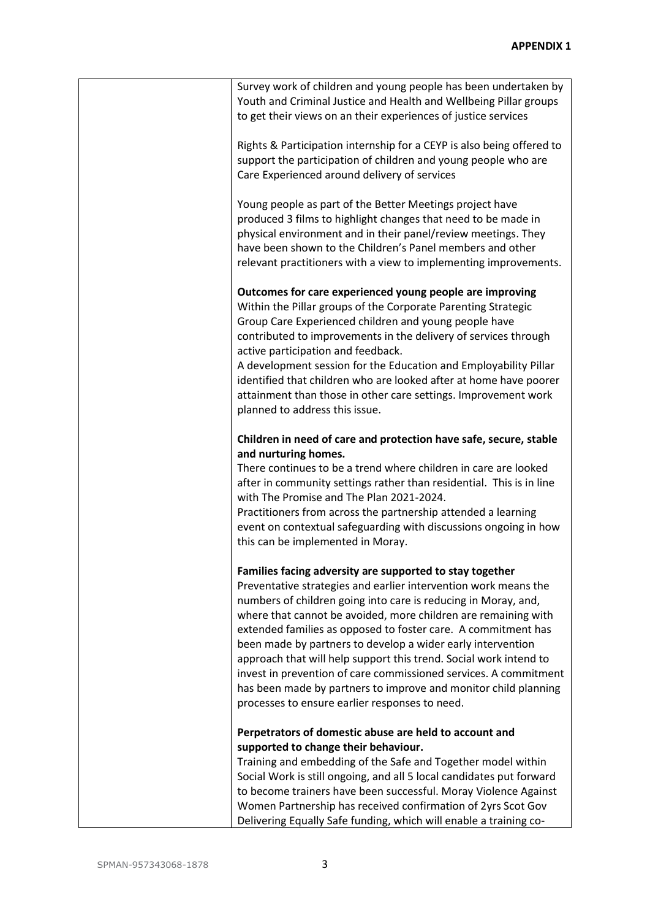**APPENDIX 1**

| | |
|---|---|
| | Survey work of children and young people has been undertaken by Youth and Criminal Justice and Health and Wellbeing Pillar groups to get their views on an their experiences of justice services<br><br>Rights & Participation internship for a CEYP is also being offered to support the participation of children and young people who are Care Experienced around delivery of services<br><br>Young people as part of the Better Meetings project have produced 3 films to highlight changes that need to be made in physical environment and in their panel/review meetings. They have been shown to the Children's Panel members and other relevant practitioners with a view to implementing improvements.<br><br>**Outcomes for care experienced young people are improving**<br>Within the Pillar groups of the Corporate Parenting Strategic Group Care Experienced children and young people have contributed to improvements in the delivery of services through active participation and feedback.<br>A development session for the Education and Employability Pillar identified that children who are looked after at home have poorer attainment than those in other care settings. Improvement work planned to address this issue.<br><br>**Children in need of care and protection have safe, secure, stable and nurturing homes.**<br>There continues to be a trend where children in care are looked after in community settings rather than residential. This is in line with The Promise and The Plan 2021-2024.<br>Practitioners from across the partnership attended a learning event on contextual safeguarding with discussions ongoing in how this can be implemented in Moray.<br><br>**Families facing adversity are supported to stay together**<br>Preventative strategies and earlier intervention work means the numbers of children going into care is reducing in Moray, and, where that cannot be avoided, more children are remaining with extended families as opposed to foster care. A commitment has been made by partners to develop a wider early intervention approach that will help support this trend. Social work intend to invest in prevention of care commissioned services. A commitment has been made by partners to improve and monitor child planning processes to ensure earlier responses to need.<br><br>**Perpetrators of domestic abuse are held to account and supported to change their behaviour.**<br>Training and embedding of the Safe and Together model within Social Work is still ongoing, and all 5 local candidates put forward to become trainers have been successful. Moray Violence Against Women Partnership has received confirmation of 2yrs Scot Gov Delivering Equally Safe funding, which will enable a training co- |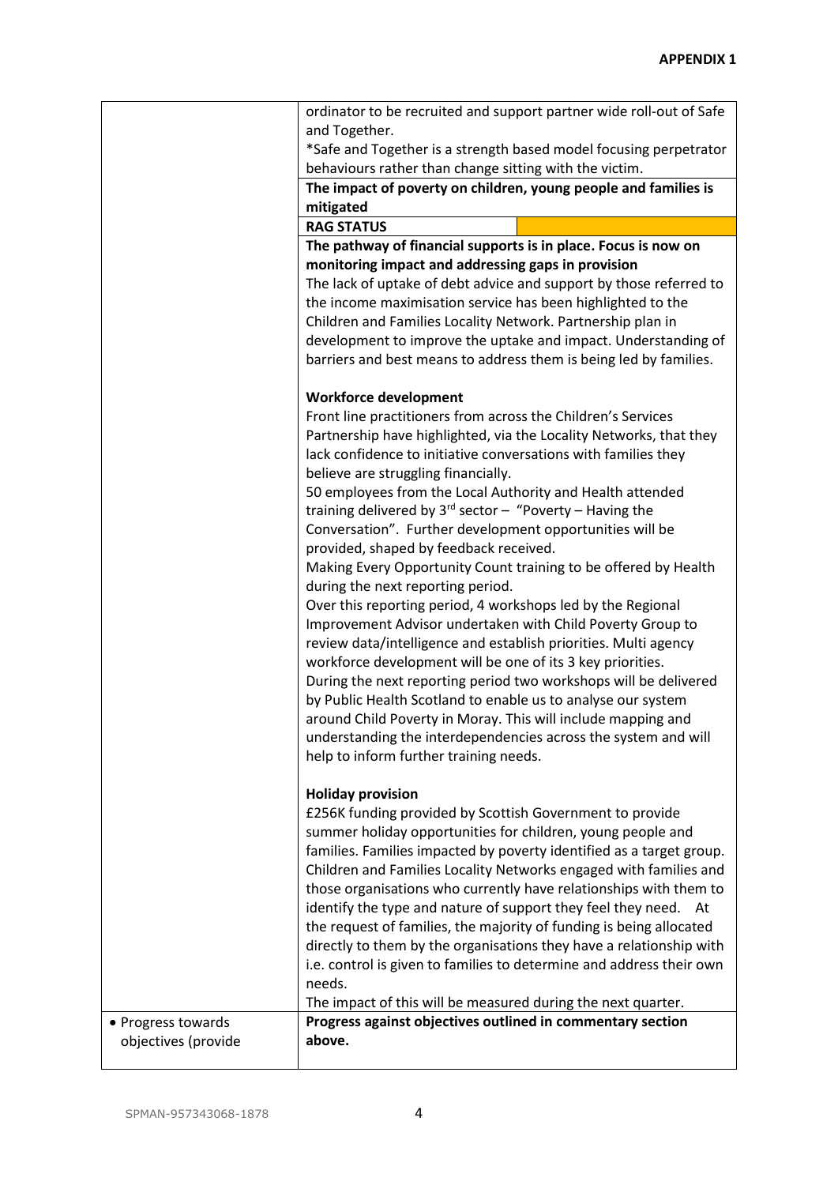**APPENDIX 1**

| | |
|---|---|
| | ordinator to be recruited and support partner wide roll-out of Safe and Together.<br>*Safe and Together is a strength based model focusing perpetrator behaviours rather than change sitting with the victim. |
| | **The impact of poverty on children, young people and families is mitigated** |
| | **RAG STATUS** |
| | **The pathway of financial supports is in place. Focus is now on monitoring impact and addressing gaps in provision**<br>The lack of uptake of debt advice and support by those referred to the income maximisation service has been highlighted to the Children and Families Locality Network. Partnership plan in development to improve the uptake and impact. Understanding of barriers and best means to address them is being led by families.<br><br>**Workforce development**<br>Front line practitioners from across the Children's Services Partnership have highlighted, via the Locality Networks, that they lack confidence to initiative conversations with families they believe are struggling financially.<br>50 employees from the Local Authority and Health attended training delivered by 3rd sector – "Poverty – Having the Conversation". Further development opportunities will be provided, shaped by feedback received.<br>Making Every Opportunity Count training to be offered by Health during the next reporting period.<br>Over this reporting period, 4 workshops led by the Regional Improvement Advisor undertaken with Child Poverty Group to review data/intelligence and establish priorities. Multi agency workforce development will be one of its 3 key priorities.<br>During the next reporting period two workshops will be delivered by Public Health Scotland to enable us to analyse our system around Child Poverty in Moray. This will include mapping and understanding the interdependencies across the system and will help to inform further training needs.<br><br>**Holiday provision**<br>£256K funding provided by Scottish Government to provide summer holiday opportunities for children, young people and families. Families impacted by poverty identified as a target group. Children and Families Locality Networks engaged with families and those organisations who currently have relationships with them to identify the type and nature of support they feel they need. At the request of families, the majority of funding is being allocated directly to them by the organisations they have a relationship with i.e. control is given to families to determine and address their own needs.<br>The impact of this will be measured during the next quarter. |
| • Progress towards objectives (provide | **Progress against objectives outlined in commentary section above.** |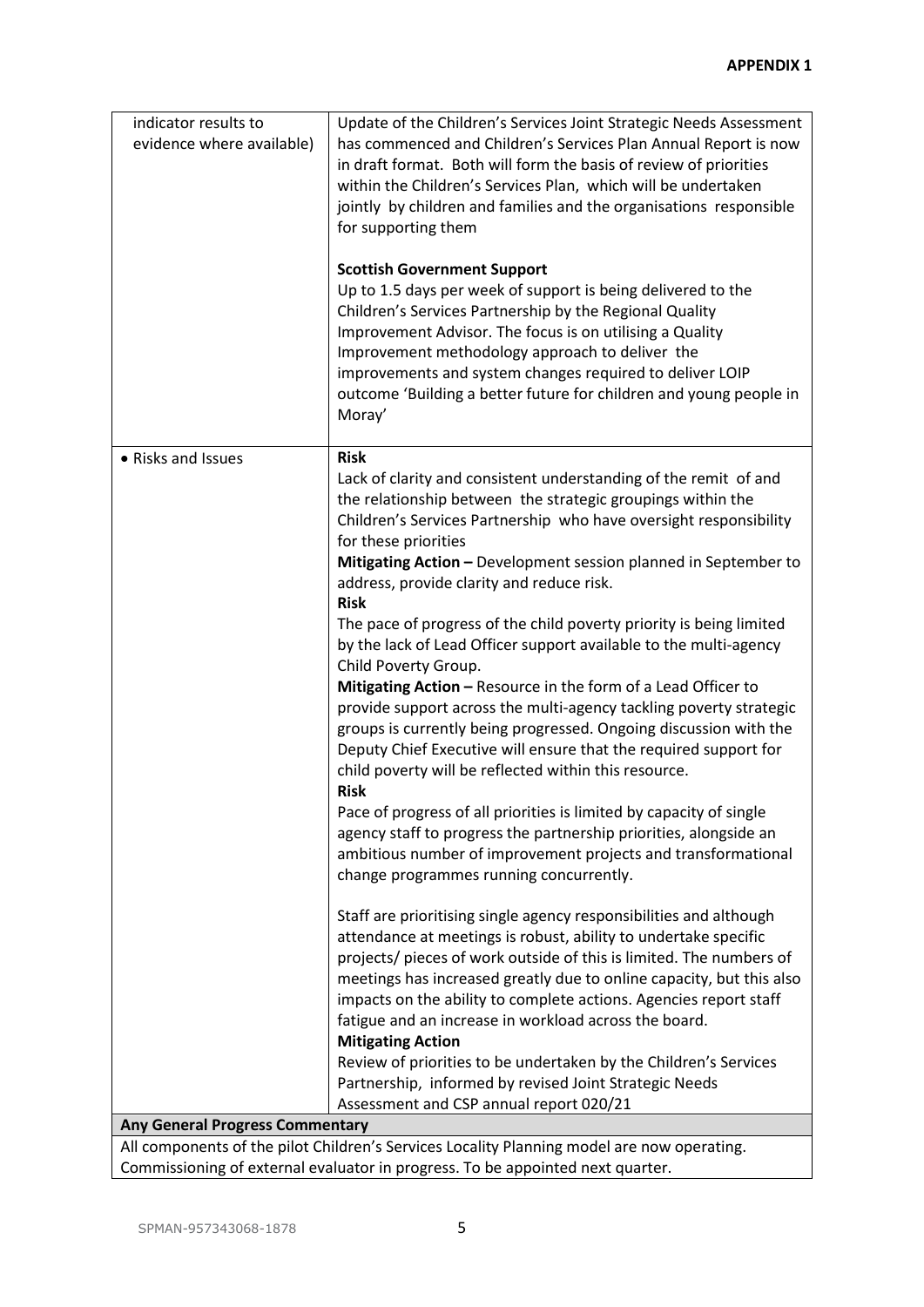**APPENDIX 1**

| | |
|---|---|
| indicator results to evidence where available) | Update of the Children's Services Joint Strategic Needs Assessment has commenced and Children's Services Plan Annual Report is now in draft format. Both will form the basis of review of priorities within the Children's Services Plan, which will be undertaken jointly by children and families and the organisations responsible for supporting them<br><br>**Scottish Government Support**<br>Up to 1.5 days per week of support is being delivered to the Children's Services Partnership by the Regional Quality Improvement Advisor. The focus is on utilising a Quality Improvement methodology approach to deliver the improvements and system changes required to deliver LOIP outcome 'Building a better future for children and young people in Moray' |
| • Risks and Issues | **Risk**<br>Lack of clarity and consistent understanding of the remit of and the relationship between the strategic groupings within the Children's Services Partnership who have oversight responsibility for these priorities<br>**Mitigating Action –** Development session planned in September to address, provide clarity and reduce risk.<br>**Risk**<br>The pace of progress of the child poverty priority is being limited by the lack of Lead Officer support available to the multi-agency Child Poverty Group.<br>**Mitigating Action –** Resource in the form of a Lead Officer to provide support across the multi-agency tackling poverty strategic groups is currently being progressed. Ongoing discussion with the Deputy Chief Executive will ensure that the required support for child poverty will be reflected within this resource.<br>**Risk**<br>Pace of progress of all priorities is limited by capacity of single agency staff to progress the partnership priorities, alongside an ambitious number of improvement projects and transformational change programmes running concurrently.<br><br>Staff are prioritising single agency responsibilities and although attendance at meetings is robust, ability to undertake specific projects/ pieces of work outside of this is limited. The numbers of meetings has increased greatly due to online capacity, but this also impacts on the ability to complete actions. Agencies report staff fatigue and an increase in workload across the board.<br>**Mitigating Action**<br>Review of priorities to be undertaken by the Children's Services Partnership, informed by revised Joint Strategic Needs Assessment and CSP annual report 020/21 |
| **Any General Progress Commentary** | |
| All components of the pilot Children's Services Locality Planning model are now operating. Commissioning of external evaluator in progress. To be appointed next quarter. | |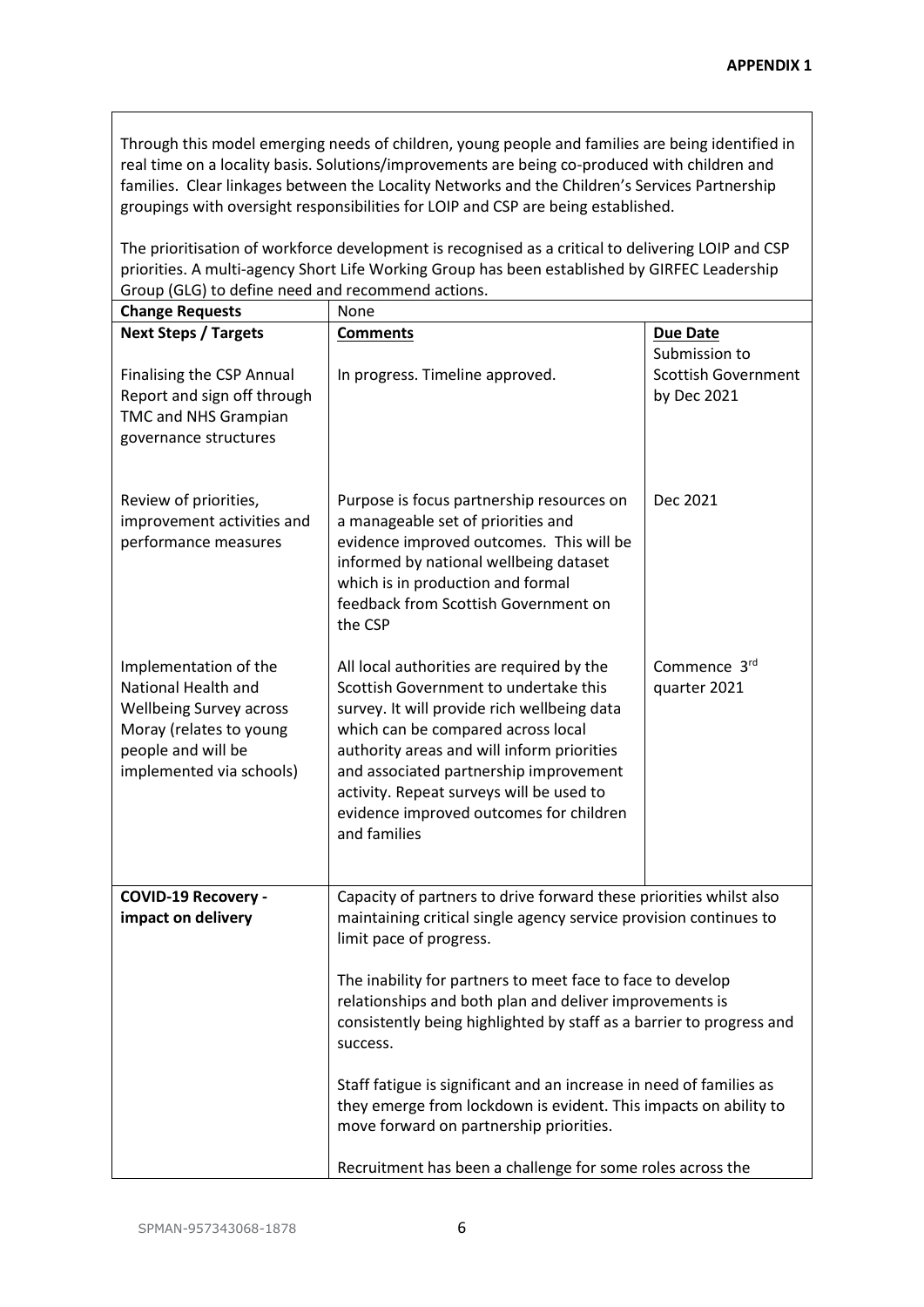**APPENDIX 1**

Through this model emerging needs of children, young people and families are being identified in real time on a locality basis. Solutions/improvements are being co-produced with children and families. Clear linkages between the Locality Networks and the Children's Services Partnership groupings with oversight responsibilities for LOIP and CSP are being established.

The prioritisation of workforce development is recognised as a critical to delivering LOIP and CSP priorities. A multi-agency Short Life Working Group has been established by GIRFEC Leadership Group (GLG) to define need and recommend actions.

| **Change Requests** | None | |
|---|---|---|
| **Next Steps / Targets** | **Comments** | **Due Date** |
| Finalising the CSP Annual Report and sign off through TMC and NHS Grampian governance structures | In progress. Timeline approved. | Submission to Scottish Government by Dec 2021 |
| Review of priorities, improvement activities and performance measures | Purpose is focus partnership resources on a manageable set of priorities and evidence improved outcomes. This will be informed by national wellbeing dataset which is in production and formal feedback from Scottish Government on the CSP | Dec 2021 |
| Implementation of the National Health and Wellbeing Survey across Moray (relates to young people and will be implemented via schools) | All local authorities are required by the Scottish Government to undertake this survey. It will provide rich wellbeing data which can be compared across local authority areas and will inform priorities and associated partnership improvement activity. Repeat surveys will be used to evidence improved outcomes for children and families | Commence 3rd quarter 2021 |
| **COVID-19 Recovery - impact on delivery** | Capacity of partners to drive forward these priorities whilst also maintaining critical single agency service provision continues to limit pace of progress.<br><br>The inability for partners to meet face to face to develop relationships and both plan and deliver improvements is consistently being highlighted by staff as a barrier to progress and success.<br><br>Staff fatigue is significant and an increase in need of families as they emerge from lockdown is evident. This impacts on ability to move forward on partnership priorities.<br><br>Recruitment has been a challenge for some roles across the | |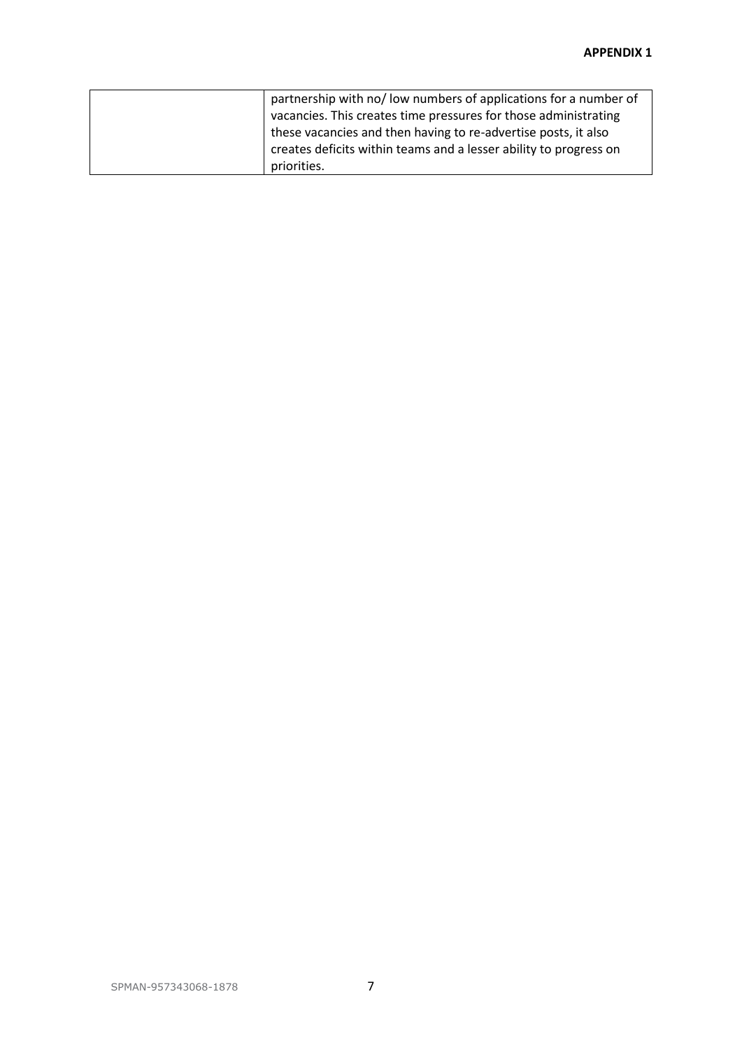| | |
|---|---|
| | partnership with no/ low numbers of applications for a number of vacancies. This creates time pressures for those administrating these vacancies and then having to re-advertise posts, it also creates deficits within teams and a lesser ability to progress on priorities. |